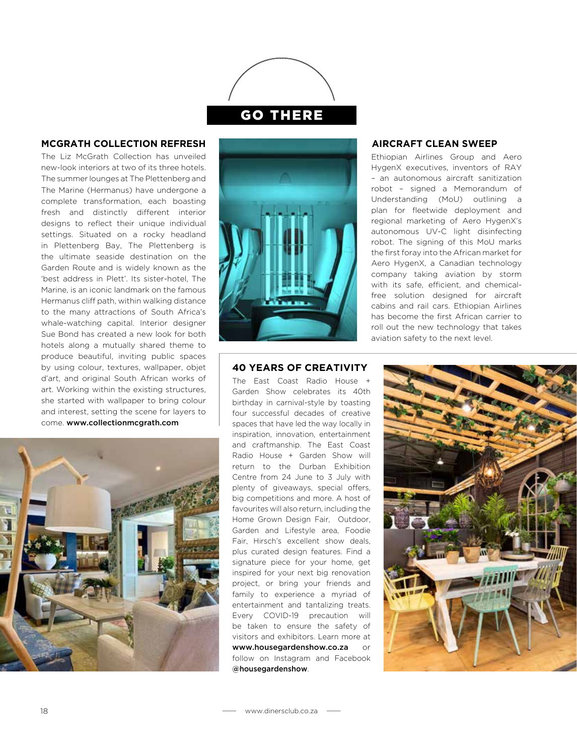# GO THERE

## MCGRATH COLLECTION REFRESH

The Liz McGrath Collection has unveiled new-look interiors at two of its three hotels. The summer lounges at The Plettenberg and The Marine (Hermanus) have undergone a complete transformation, each boasting fresh and distinctly different interior designs to reflect their unique individual settings. Situated on a rocky headland in Plettenberg Bay, The Plettenberg is the ultimate seaside destination on the Garden Route and is widely known as the 'best address in Plett'. Its sister-hotel, The Marine, is an iconic landmark on the famous Hermanus cliff path, within walking distance to the many attractions of South Africa's whale-watching capital. Interior designer Sue Bond has created a new look for both hotels along a mutually shared theme to produce beautiful, inviting public spaces by using colour, textures, wallpaper, objet d'art, and original South African works of art. Working within the existing structures, she started with wallpaper to bring colour and interest, setting the scene for layers to come. **www.collectionmcgrath.com**

## AIRCRAFT CLEAN SWEEP

Ethiopian Airlines Group and Aero HygenX executives, inventors of RAY – an autonomous aircraft sanitization robot – signed a Memorandum of Understanding (MoU) outlining a plan for fleetwide deployment and regional marketing of Aero HygenX's autonomous UV-C light disinfecting robot. The signing of this MoU marks the first foray into the African market for Aero HygenX, a Canadian technology company taking aviation by storm with its safe, efficient, and chemical-free solution designed for aircraft cabins and rail cars. Ethiopian Airlines has become the first African carrier to roll out the new technology that takes aviation safety to the next level.

## 40 YEARS OF CREATIVITY

The East Coast Radio House + Garden Show celebrates its 40th birthday in carnival-style by toasting four successful decades of creative spaces that have led the way locally in inspiration, innovation, entertainment and craftmanship. The East Coast Radio House + Garden Show will return to the Durban Exhibition Centre from 24 June to 3 July with plenty of giveaways, special offers, big competitions and more. A host of favourites will also return, including the Home Grown Design Fair, Outdoor, Garden and Lifestyle area, Foodie Fair, Hirsch's excellent show deals, plus curated design features. Find a signature piece for your home, get inspired for your next big renovation project, or bring your friends and family to experience a myriad of entertainment and tantalizing treats. Every COVID-19 precaution will be taken to ensure the safety of visitors and exhibitors. Learn more at **www.housegardenshow.co.za** or follow on Instagram and Facebook **@housegardenshow**.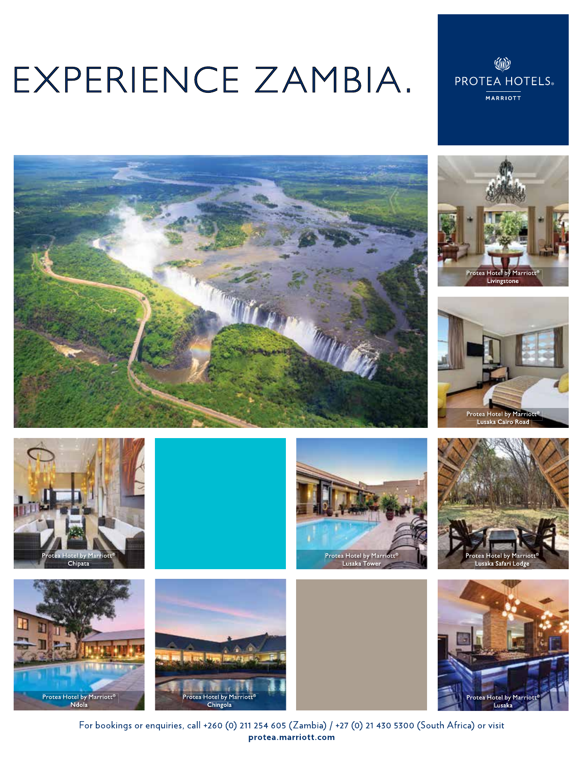# EXPERIENCE ZAMBIA.

PROTEA HOTELS®
MARRIOTT

Protea Hotel by Marriott®
Livingstone

Protea Hotel by Marriott®
Lusaka Cairo Road

Protea Hotel by Marriott®
Chipata

Protea Hotel by Marriott®
Lusaka Tower

Protea Hotel by Marriott®
Lusaka Safari Lodge

Protea Hotel by Marriott®
Ndola

Protea Hotel by Marriott®
Chingola

Protea Hotel by Marriott®
Lusaka

For bookings or enquiries, call +260 (0) 211 254 605 (Zambia) / +27 (0) 21 430 5300 (South Africa) or visit
**protea.marriott.com**